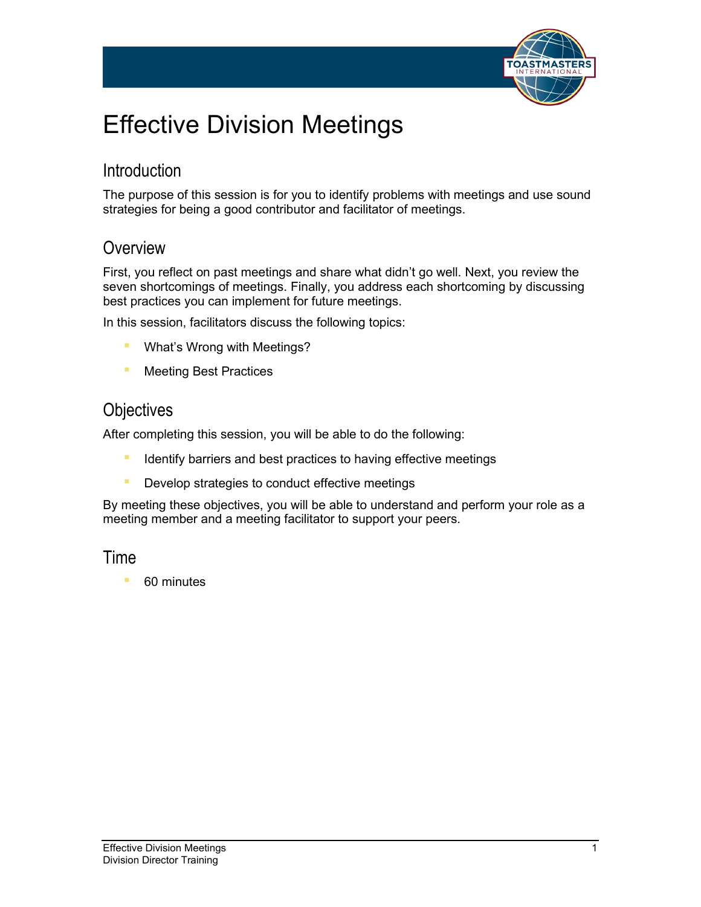# Effective Division Meetings

## Introduction

The purpose of this session is for you to identify problems with meetings and use sound strategies for being a good contributor and facilitator of meetings.

## Overview

First, you reflect on past meetings and share what didn't go well. Next, you review the seven shortcomings of meetings. Finally, you address each shortcoming by discussing best practices you can implement for future meetings.

In this session, facilitators discuss the following topics:

- What's Wrong with Meetings?
- Meeting Best Practices

## Objectives

After completing this session, you will be able to do the following:

- Identify barriers and best practices to having effective meetings
- Develop strategies to conduct effective meetings

By meeting these objectives, you will be able to understand and perform your role as a meeting member and a meeting facilitator to support your peers.

## Time

- 60 minutes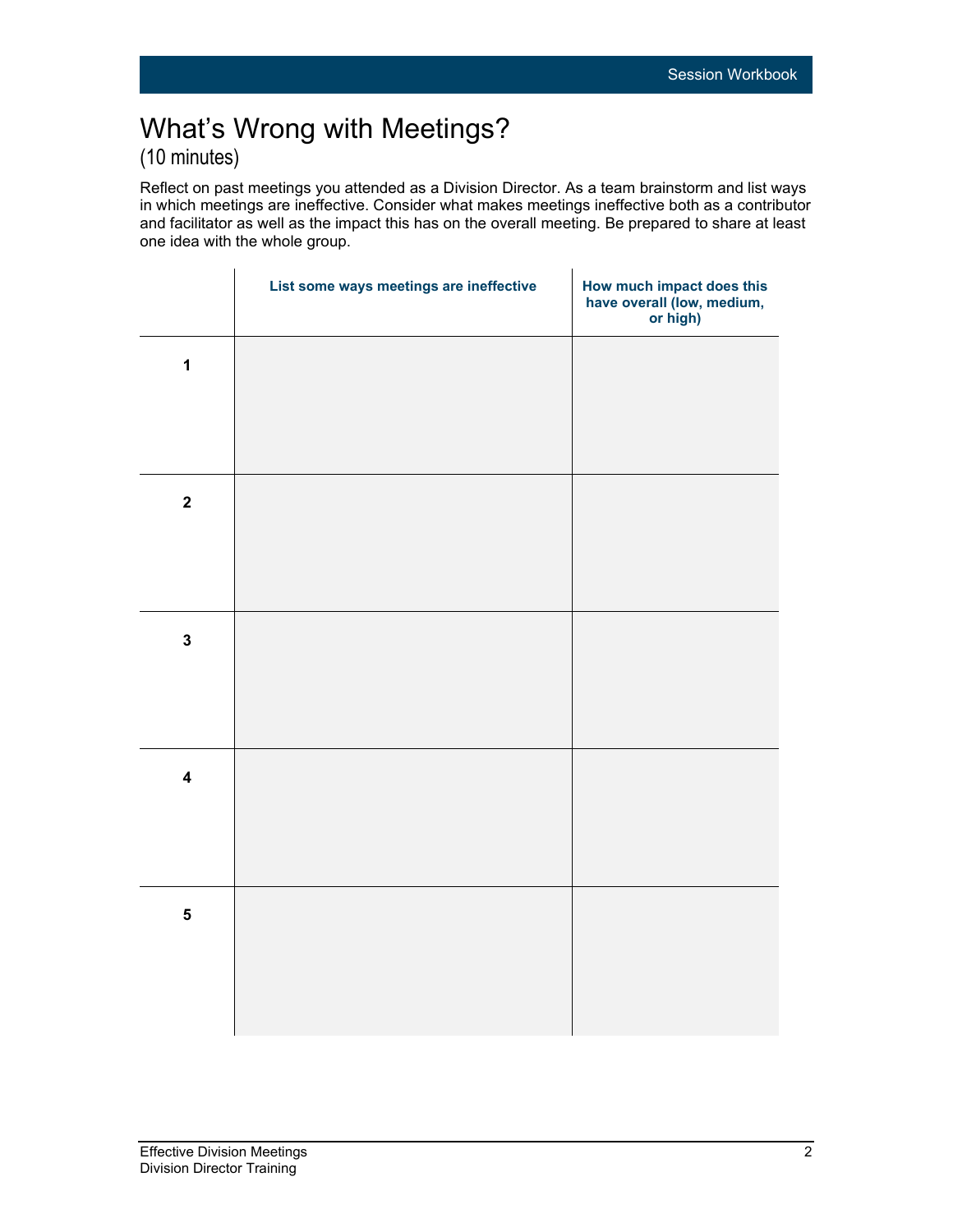# What's Wrong with Meetings?

## (10 minutes)

Reflect on past meetings you attended as a Division Director. As a team brainstorm and list ways in which meetings are ineffective. Consider what makes meetings ineffective both as a contributor and facilitator as well as the impact this has on the overall meeting. Be prepared to share at least one idea with the whole group.

| | List some ways meetings are ineffective | How much impact does this have overall (low, medium, or high) |
|---|---|---|
| 1 | | |
| 2 | | |
| 3 | | |
| 4 | | |
| 5 | | |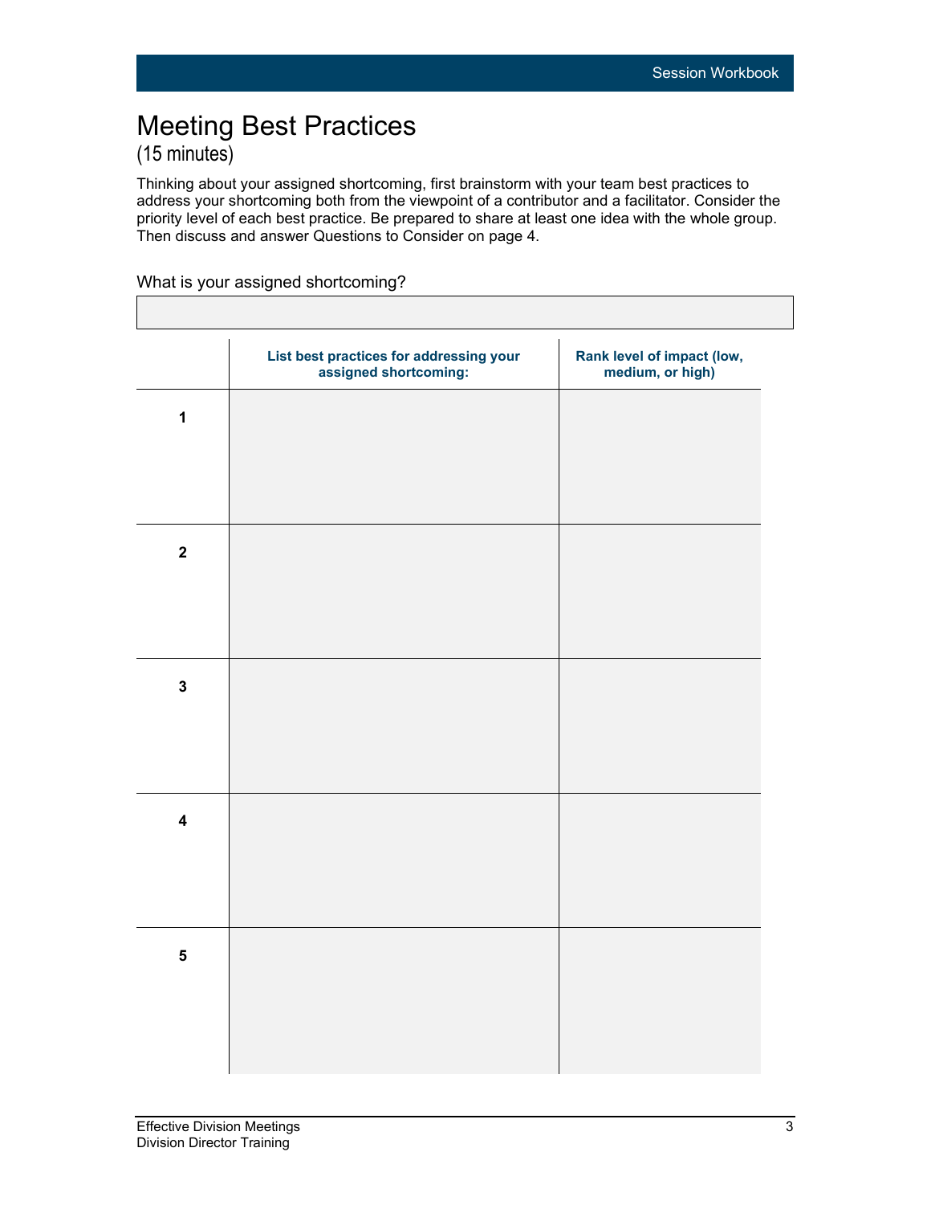# Meeting Best Practices

(15 minutes)

Thinking about your assigned shortcoming, first brainstorm with your team best practices to address your shortcoming both from the viewpoint of a contributor and a facilitator. Consider the priority level of each best practice. Be prepared to share at least one idea with the whole group. Then discuss and answer Questions to Consider on page 4.

What is your assigned shortcoming?

| |
|---|
| |

| | List best practices for addressing your assigned shortcoming: | Rank level of impact (low, medium, or high) |
|---|---|---|
| 1 | | |
| 2 | | |
| 3 | | |
| 4 | | |
| 5 | | |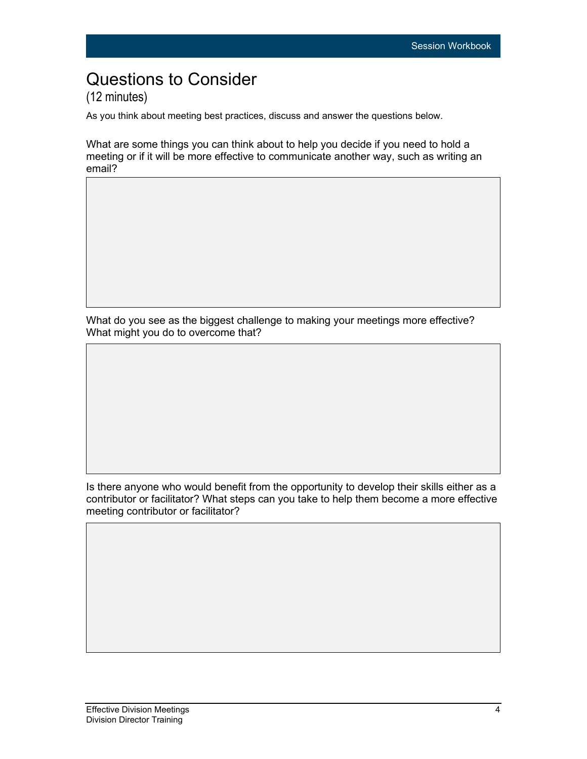# Questions to Consider

(12 minutes)

As you think about meeting best practices, discuss and answer the questions below.

What are some things you can think about to help you decide if you need to hold a meeting or if it will be more effective to communicate another way, such as writing an email?

What do you see as the biggest challenge to making your meetings more effective? What might you do to overcome that?

Is there anyone who would benefit from the opportunity to develop their skills either as a contributor or facilitator? What steps can you take to help them become a more effective meeting contributor or facilitator?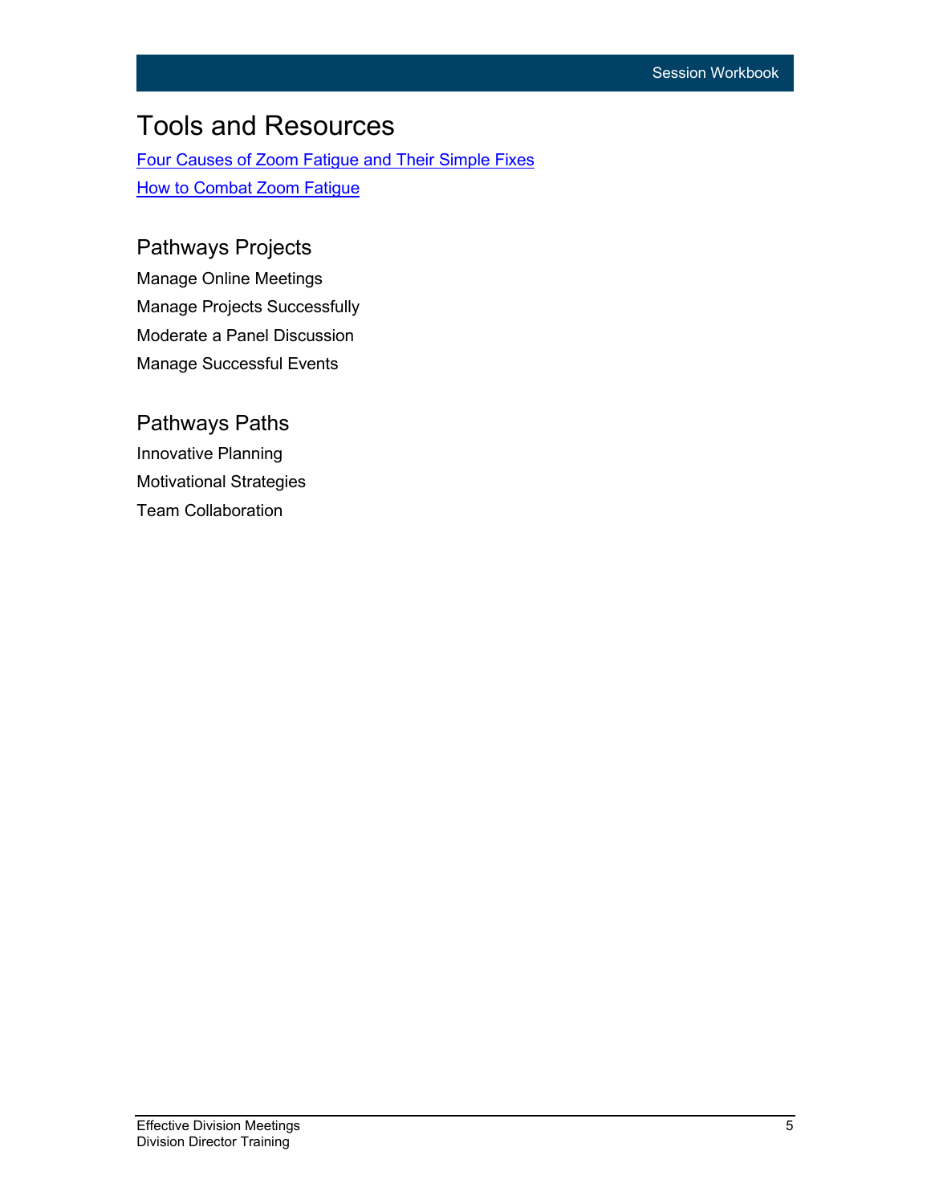# Tools and Resources

Four Causes of Zoom Fatigue and Their Simple Fixes

How to Combat Zoom Fatigue

## Pathways Projects

Manage Online Meetings

Manage Projects Successfully

Moderate a Panel Discussion

Manage Successful Events

## Pathways Paths

Innovative Planning

Motivational Strategies

Team Collaboration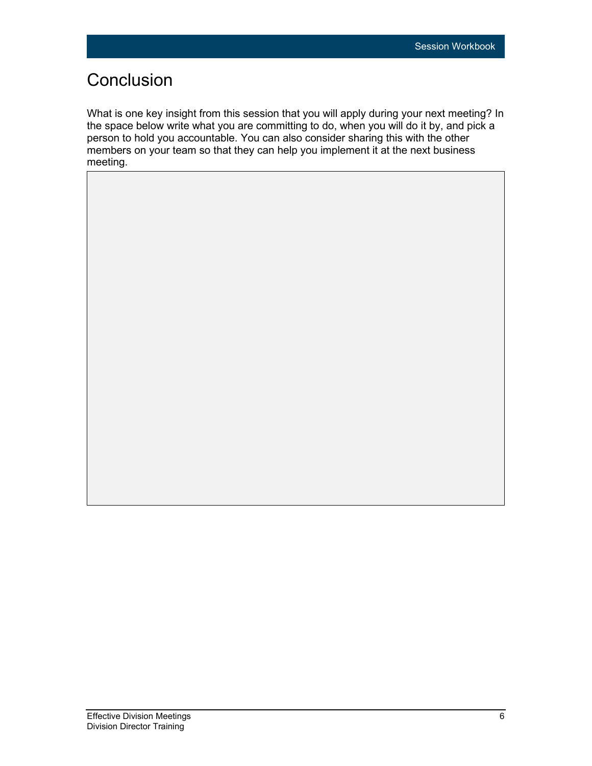# Conclusion

What is one key insight from this session that you will apply during your next meeting? In the space below write what you are committing to do, when you will do it by, and pick a person to hold you accountable. You can also consider sharing this with the other members on your team so that they can help you implement it at the next business meeting.